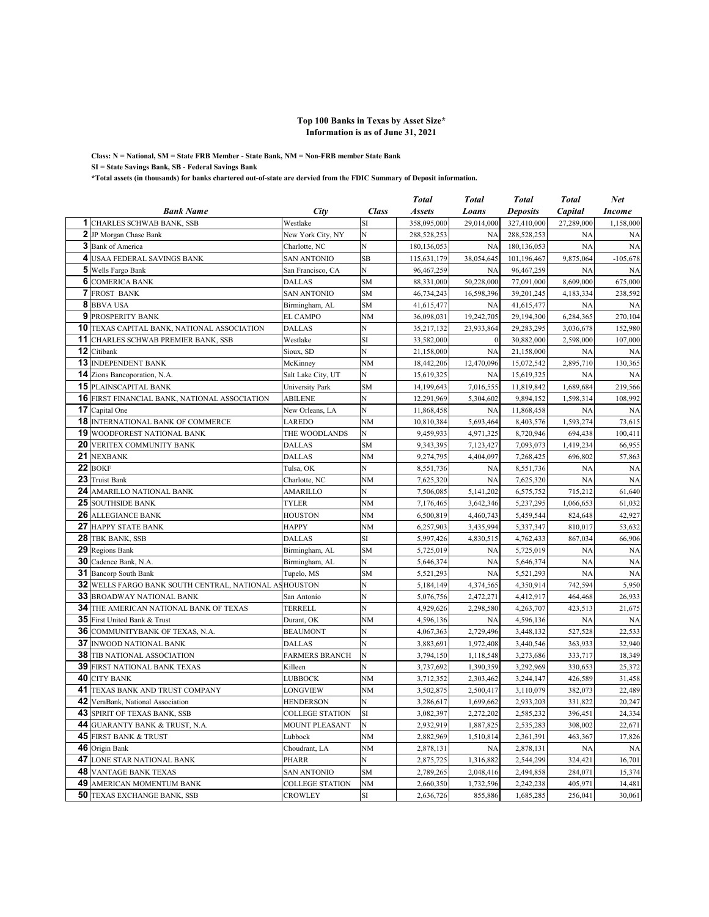**Top 100 Banks in Texas by Asset Size***
**Information is as of June 31, 2021**

**Class: N = National, SM = State FRB Member - State Bank, NM = Non-FRB member State Bank**

**SI = State Savings Bank, SB - Federal Savings Bank**

***Total assets (in thousands) for banks chartered out-of-state are dervied from the FDIC Summary of Deposit information.**

| | *Bank Name* | *City* | *Class* | *Total Assets* | *Total Loans* | *Total Deposits* | *Total Capital* | *Net Income* |
|---|---|---|---|---|---|---|---|---|
| 1 | CHARLES SCHWAB BANK, SSB | Westlake | SI | 358,095,000 | 29,014,000 | 327,410,000 | 27,289,000 | 1,158,000 |
| 2 | JP Morgan Chase Bank | New York City, NY | N | 288,528,253 | NA | 288,528,253 | NA | NA |
| 3 | Bank of America | Charlotte, NC | N | 180,136,053 | NA | 180,136,053 | NA | NA |
| 4 | USAA FEDERAL SAVINGS BANK | SAN ANTONIO | SB | 115,631,179 | 38,054,645 | 101,196,467 | 9,875,064 | -105,678 |
| 5 | Wells Fargo Bank | San Francisco, CA | N | 96,467,259 | NA | 96,467,259 | NA | NA |
| 6 | COMERICA BANK | DALLAS | SM | 88,331,000 | 50,228,000 | 77,091,000 | 8,609,000 | 675,000 |
| 7 | FROST BANK | SAN ANTONIO | SM | 46,734,243 | 16,598,396 | 39,201,245 | 4,183,334 | 238,592 |
| 8 | BBVA USA | Birmingham, AL | SM | 41,615,477 | NA | 41,615,477 | NA | NA |
| 9 | PROSPERITY BANK | EL CAMPO | NM | 36,098,031 | 19,242,705 | 29,194,300 | 6,284,365 | 270,104 |
| 10 | TEXAS CAPITAL BANK, NATIONAL ASSOCIATION | DALLAS | N | 35,217,132 | 23,933,864 | 29,283,295 | 3,036,678 | 152,980 |
| 11 | CHARLES SCHWAB PREMIER BANK, SSB | Westlake | SI | 33,582,000 | 0 | 30,882,000 | 2,598,000 | 107,000 |
| 12 | Citibank | Sioux, SD | N | 21,158,000 | NA | 21,158,000 | NA | NA |
| 13 | INDEPENDENT BANK | McKinney | NM | 18,442,206 | 12,470,096 | 15,072,542 | 2,895,710 | 130,365 |
| 14 | Zions Bancoporation, N.A. | Salt Lake City, UT | N | 15,619,325 | NA | 15,619,325 | NA | NA |
| 15 | PLAINSCAPITAL BANK | University Park | SM | 14,199,643 | 7,016,555 | 11,819,842 | 1,689,684 | 219,566 |
| 16 | FIRST FINANCIAL BANK, NATIONAL ASSOCIATION | ABILENE | N | 12,291,969 | 5,304,602 | 9,894,152 | 1,598,314 | 108,992 |
| 17 | Capital One | New Orleans, LA | N | 11,868,458 | NA | 11,868,458 | NA | NA |
| 18 | INTERNATIONAL BANK OF COMMERCE | LAREDO | NM | 10,810,384 | 5,693,464 | 8,403,576 | 1,593,274 | 73,615 |
| 19 | WOODFOREST NATIONAL BANK | THE WOODLANDS | N | 9,459,933 | 4,971,325 | 8,720,946 | 694,438 | 100,411 |
| 20 | VERITEX COMMUNITY BANK | DALLAS | SM | 9,343,395 | 7,123,427 | 7,093,073 | 1,419,234 | 66,955 |
| 21 | NEXBANK | DALLAS | NM | 9,274,795 | 4,404,097 | 7,268,425 | 696,802 | 57,863 |
| 22 | BOKF | Tulsa, OK | N | 8,551,736 | NA | 8,551,736 | NA | NA |
| 23 | Truist Bank | Charlotte, NC | NM | 7,625,320 | NA | 7,625,320 | NA | NA |
| 24 | AMARILLO NATIONAL BANK | AMARILLO | N | 7,506,085 | 5,141,202 | 6,575,752 | 715,212 | 61,640 |
| 25 | SOUTHSIDE BANK | TYLER | NM | 7,176,465 | 3,642,346 | 5,237,295 | 1,066,653 | 61,032 |
| 26 | ALLEGIANCE BANK | HOUSTON | NM | 6,500,819 | 4,460,743 | 5,459,544 | 824,648 | 42,927 |
| 27 | HAPPY STATE BANK | HAPPY | NM | 6,257,903 | 3,435,994 | 5,337,347 | 810,017 | 53,632 |
| 28 | TBK BANK, SSB | DALLAS | SI | 5,997,426 | 4,830,515 | 4,762,433 | 867,034 | 66,906 |
| 29 | Regions Bank | Birmingham, AL | SM | 5,725,019 | NA | 5,725,019 | NA | NA |
| 30 | Cadence Bank, N.A. | Birmingham, AL | N | 5,646,374 | NA | 5,646,374 | NA | NA |
| 31 | Bancorp South Bank | Tupelo, MS | SM | 5,521,293 | NA | 5,521,293 | NA | NA |
| 32 | WELLS FARGO BANK SOUTH CENTRAL, NATIONAL AS | HOUSTON | N | 5,184,149 | 4,374,565 | 4,350,914 | 742,594 | 5,950 |
| 33 | BROADWAY NATIONAL BANK | San Antonio | N | 5,076,756 | 2,472,271 | 4,412,917 | 464,468 | 26,933 |
| 34 | THE AMERICAN NATIONAL BANK OF TEXAS | TERRELL | N | 4,929,626 | 2,298,580 | 4,263,707 | 423,513 | 21,675 |
| 35 | First United Bank & Trust | Durant, OK | NM | 4,596,136 | NA | 4,596,136 | NA | NA |
| 36 | COMMUNITYBANK OF TEXAS, N.A. | BEAUMONT | N | 4,067,363 | 2,729,496 | 3,448,132 | 527,528 | 22,533 |
| 37 | INWOOD NATIONAL BANK | DALLAS | N | 3,883,691 | 1,972,408 | 3,440,546 | 363,933 | 32,940 |
| 38 | TIB NATIONAL ASSOCIATION | FARMERS BRANCH | N | 3,794,150 | 1,118,548 | 3,273,686 | 333,717 | 18,349 |
| 39 | FIRST NATIONAL BANK TEXAS | Killeen | N | 3,737,692 | 1,390,359 | 3,292,969 | 330,653 | 25,372 |
| 40 | CITY BANK | LUBBOCK | NM | 3,712,352 | 2,303,462 | 3,244,147 | 426,589 | 31,458 |
| 41 | TEXAS BANK AND TRUST COMPANY | LONGVIEW | NM | 3,502,875 | 2,500,417 | 3,110,079 | 382,073 | 22,489 |
| 42 | VeraBank, National Association | HENDERSON | N | 3,286,617 | 1,699,662 | 2,933,203 | 331,822 | 20,247 |
| 43 | SPIRIT OF TEXAS BANK, SSB | COLLEGE STATION | SI | 3,082,397 | 2,272,202 | 2,585,232 | 396,451 | 24,334 |
| 44 | GUARANTY BANK & TRUST, N.A. | MOUNT PLEASANT | N | 2,932,919 | 1,887,825 | 2,535,283 | 308,002 | 22,671 |
| 45 | FIRST BANK & TRUST | Lubbock | NM | 2,882,969 | 1,510,814 | 2,361,391 | 463,367 | 17,826 |
| 46 | Origin Bank | Choudrant, LA | NM | 2,878,131 | NA | 2,878,131 | NA | NA |
| 47 | LONE STAR NATIONAL BANK | PHARR | N | 2,875,725 | 1,316,882 | 2,544,299 | 324,421 | 16,701 |
| 48 | VANTAGE BANK TEXAS | SAN ANTONIO | SM | 2,789,265 | 2,048,416 | 2,494,858 | 284,071 | 15,374 |
| 49 | AMERICAN MOMENTUM BANK | COLLEGE STATION | NM | 2,660,350 | 1,732,596 | 2,242,238 | 405,971 | 14,481 |
| 50 | TEXAS EXCHANGE BANK, SSB | CROWLEY | SI | 2,636,726 | 855,886 | 1,685,285 | 256,041 | 30,061 |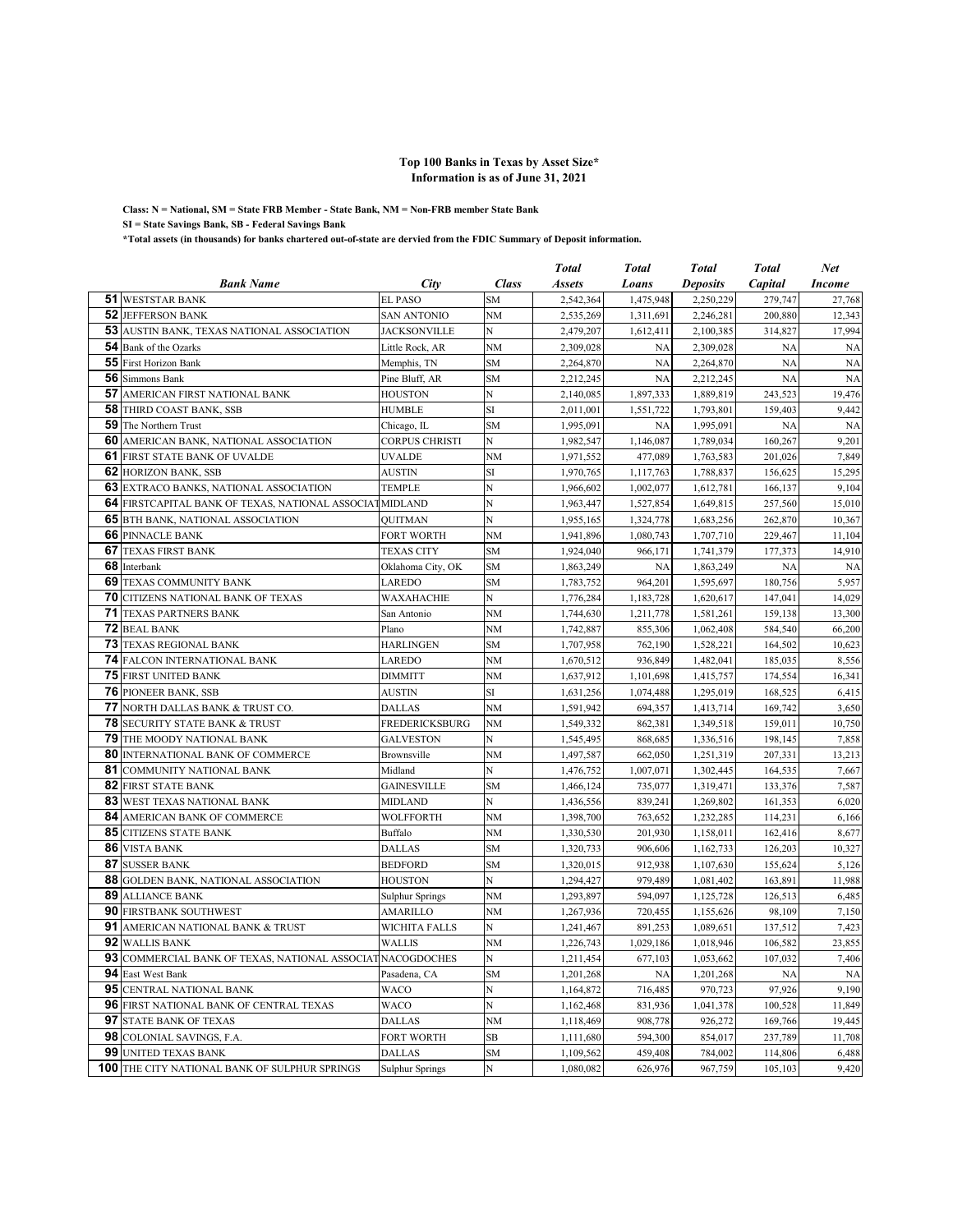**Top 100 Banks in Texas by Asset Size***
**Information is as of June 31, 2021**

**Class: N = National, SM = State FRB Member - State Bank, NM = Non-FRB member State Bank**

**SI = State Savings Bank, SB - Federal Savings Bank**

**\*Total assets (in thousands) for banks chartered out-of-state are dervied from the FDIC Summary of Deposit information.**

| | *Bank Name* | *City* | *Class* | *Total Assets* | *Total Loans* | *Total Deposits* | *Total Capital* | *Net Income* |
|---|---|---|---|---|---|---|---|---|
| 51 | WESTSTAR BANK | EL PASO | SM | 2,542,364 | 1,475,948 | 2,250,229 | 279,747 | 27,768 |
| 52 | JEFFERSON BANK | SAN ANTONIO | NM | 2,535,269 | 1,311,691 | 2,246,281 | 200,880 | 12,343 |
| 53 | AUSTIN BANK, TEXAS NATIONAL ASSOCIATION | JACKSONVILLE | N | 2,479,207 | 1,612,411 | 2,100,385 | 314,827 | 17,994 |
| 54 | Bank of the Ozarks | Little Rock, AR | NM | 2,309,028 | NA | 2,309,028 | NA | NA |
| 55 | First Horizon Bank | Memphis, TN | SM | 2,264,870 | NA | 2,264,870 | NA | NA |
| 56 | Simmons Bank | Pine Bluff, AR | SM | 2,212,245 | NA | 2,212,245 | NA | NA |
| 57 | AMERICAN FIRST NATIONAL BANK | HOUSTON | N | 2,140,085 | 1,897,333 | 1,889,819 | 243,523 | 19,476 |
| 58 | THIRD COAST BANK, SSB | HUMBLE | SI | 2,011,001 | 1,551,722 | 1,793,801 | 159,403 | 9,442 |
| 59 | The Northern Trust | Chicago, IL | SM | 1,995,091 | NA | 1,995,091 | NA | NA |
| 60 | AMERICAN BANK, NATIONAL ASSOCIATION | CORPUS CHRISTI | N | 1,982,547 | 1,146,087 | 1,789,034 | 160,267 | 9,201 |
| 61 | FIRST STATE BANK OF UVALDE | UVALDE | NM | 1,971,552 | 477,089 | 1,763,583 | 201,026 | 7,849 |
| 62 | HORIZON BANK, SSB | AUSTIN | SI | 1,970,765 | 1,117,763 | 1,788,837 | 156,625 | 15,295 |
| 63 | EXTRACO BANKS, NATIONAL ASSOCIATION | TEMPLE | N | 1,966,602 | 1,002,077 | 1,612,781 | 166,137 | 9,104 |
| 64 | FIRSTCAPITAL BANK OF TEXAS, NATIONAL ASSOCIAT | MIDLAND | N | 1,963,447 | 1,527,854 | 1,649,815 | 257,560 | 15,010 |
| 65 | BTH BANK, NATIONAL ASSOCIATION | QUITMAN | N | 1,955,165 | 1,324,778 | 1,683,256 | 262,870 | 10,367 |
| 66 | PINNACLE BANK | FORT WORTH | NM | 1,941,896 | 1,080,743 | 1,707,710 | 229,467 | 11,104 |
| 67 | TEXAS FIRST BANK | TEXAS CITY | SM | 1,924,040 | 966,171 | 1,741,379 | 177,373 | 14,910 |
| 68 | Interbank | Oklahoma City, OK | SM | 1,863,249 | NA | 1,863,249 | NA | NA |
| 69 | TEXAS COMMUNITY BANK | LAREDO | SM | 1,783,752 | 964,201 | 1,595,697 | 180,756 | 5,957 |
| 70 | CITIZENS NATIONAL BANK OF TEXAS | WAXAHACHIE | N | 1,776,284 | 1,183,728 | 1,620,617 | 147,041 | 14,029 |
| 71 | TEXAS PARTNERS BANK | San Antonio | NM | 1,744,630 | 1,211,778 | 1,581,261 | 159,138 | 13,300 |
| 72 | BEAL BANK | Plano | NM | 1,742,887 | 855,306 | 1,062,408 | 584,540 | 66,200 |
| 73 | TEXAS REGIONAL BANK | HARLINGEN | SM | 1,707,958 | 762,190 | 1,528,221 | 164,502 | 10,623 |
| 74 | FALCON INTERNATIONAL BANK | LAREDO | NM | 1,670,512 | 936,849 | 1,482,041 | 185,035 | 8,556 |
| 75 | FIRST UNITED BANK | DIMMITT | NM | 1,637,912 | 1,101,698 | 1,415,757 | 174,554 | 16,341 |
| 76 | PIONEER BANK, SSB | AUSTIN | SI | 1,631,256 | 1,074,488 | 1,295,019 | 168,525 | 6,415 |
| 77 | NORTH DALLAS BANK & TRUST CO. | DALLAS | NM | 1,591,942 | 694,357 | 1,413,714 | 169,742 | 3,650 |
| 78 | SECURITY STATE BANK & TRUST | FREDERICKSBURG | NM | 1,549,332 | 862,381 | 1,349,518 | 159,011 | 10,750 |
| 79 | THE MOODY NATIONAL BANK | GALVESTON | N | 1,545,495 | 868,685 | 1,336,516 | 198,145 | 7,858 |
| 80 | INTERNATIONAL BANK OF COMMERCE | Brownsville | NM | 1,497,587 | 662,050 | 1,251,319 | 207,331 | 13,213 |
| 81 | COMMUNITY NATIONAL BANK | Midland | N | 1,476,752 | 1,007,071 | 1,302,445 | 164,535 | 7,667 |
| 82 | FIRST STATE BANK | GAINESVILLE | SM | 1,466,124 | 735,077 | 1,319,471 | 133,376 | 7,587 |
| 83 | WEST TEXAS NATIONAL BANK | MIDLAND | N | 1,436,556 | 839,241 | 1,269,802 | 161,353 | 6,020 |
| 84 | AMERICAN BANK OF COMMERCE | WOLFFORTH | NM | 1,398,700 | 763,652 | 1,232,285 | 114,231 | 6,166 |
| 85 | CITIZENS STATE BANK | Buffalo | NM | 1,330,530 | 201,930 | 1,158,011 | 162,416 | 8,677 |
| 86 | VISTA BANK | DALLAS | SM | 1,320,733 | 906,606 | 1,162,733 | 126,203 | 10,327 |
| 87 | SUSSER BANK | BEDFORD | SM | 1,320,015 | 912,938 | 1,107,630 | 155,624 | 5,126 |
| 88 | GOLDEN BANK, NATIONAL ASSOCIATION | HOUSTON | N | 1,294,427 | 979,489 | 1,081,402 | 163,891 | 11,988 |
| 89 | ALLIANCE BANK | Sulphur Springs | NM | 1,293,897 | 594,097 | 1,125,728 | 126,513 | 6,485 |
| 90 | FIRSTBANK SOUTHWEST | AMARILLO | NM | 1,267,936 | 720,455 | 1,155,626 | 98,109 | 7,150 |
| 91 | AMERICAN NATIONAL BANK & TRUST | WICHITA FALLS | N | 1,241,467 | 891,253 | 1,089,651 | 137,512 | 7,423 |
| 92 | WALLIS BANK | WALLIS | NM | 1,226,743 | 1,029,186 | 1,018,946 | 106,582 | 23,855 |
| 93 | COMMERCIAL BANK OF TEXAS, NATIONAL ASSOCIAT | NACOGDOCHES | N | 1,211,454 | 677,103 | 1,053,662 | 107,032 | 7,406 |
| 94 | East West Bank | Pasadena, CA | SM | 1,201,268 | NA | 1,201,268 | NA | NA |
| 95 | CENTRAL NATIONAL BANK | WACO | N | 1,164,872 | 716,485 | 970,723 | 97,926 | 9,190 |
| 96 | FIRST NATIONAL BANK OF CENTRAL TEXAS | WACO | N | 1,162,468 | 831,936 | 1,041,378 | 100,528 | 11,849 |
| 97 | STATE BANK OF TEXAS | DALLAS | NM | 1,118,469 | 908,778 | 926,272 | 169,766 | 19,445 |
| 98 | COLONIAL SAVINGS, F.A. | FORT WORTH | SB | 1,111,680 | 594,300 | 854,017 | 237,789 | 11,708 |
| 99 | UNITED TEXAS BANK | DALLAS | SM | 1,109,562 | 459,408 | 784,002 | 114,806 | 6,488 |
| 100 | THE CITY NATIONAL BANK OF SULPHUR SPRINGS | Sulphur Springs | N | 1,080,082 | 626,976 | 967,759 | 105,103 | 9,420 |